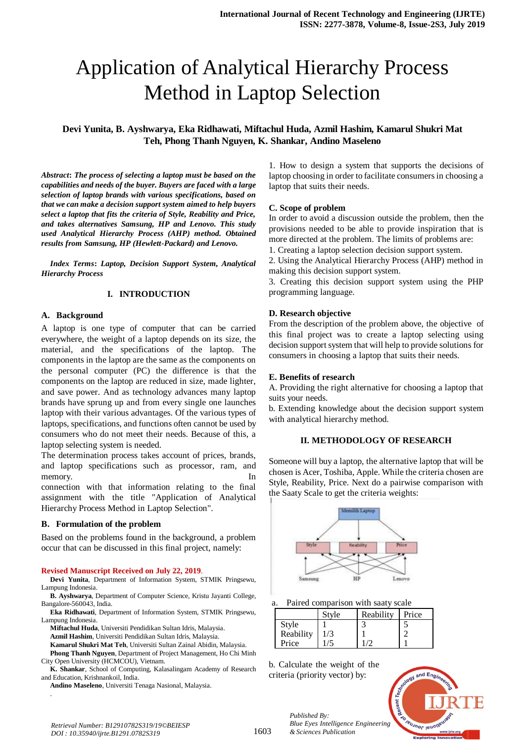# Application of Analytical Hierarchy Process Method in Laptop Selection

**Devi Yunita, B. Ayshwarya, Eka Ridhawati, Miftachul Huda, Azmil Hashim, Kamarul Shukri Mat Teh, Phong Thanh Nguyen, K. Shankar, Andino Maseleno**

***Abstract*: *The process of selecting a laptop must be based on the capabilities and needs of the buyer. Buyers are faced with a large selection of laptop brands with various specifications, based on that we can make a decision support system aimed to help buyers select a laptop that fits the criteria of Style, Reability and Price, and takes alternatives Samsung, HP and Lenovo. This study used Analytical Hierarchy Process (AHP) method. Obtained results from Samsung, HP (Hewlett-Packard) and Lenovo.***

***Index Terms*: *Laptop, Decision Support System, Analytical Hierarchy Process***

## I. INTRODUCTION

### A. Background

A laptop is one type of computer that can be carried everywhere, the weight of a laptop depends on its size, the material, and the specifications of the laptop. The components in the laptop are the same as the components on the personal computer (PC) the difference is that the components on the laptop are reduced in size, made lighter, and save power. And as technology advances many laptop brands have sprung up and from every single one launches laptop with their various advantages. Of the various types of laptops, specifications, and functions often cannot be used by consumers who do not meet their needs. Because of this, a laptop selecting system is needed.

The determination process takes account of prices, brands, and laptop specifications such as processor, ram, and memory. In connection with that information relating to the final assignment with the title "Application of Analytical Hierarchy Process Method in Laptop Selection".

### B. Formulation of the problem

Based on the problems found in the background, a problem occur that can be discussed in this final project, namely:

1. How to design a system that supports the decisions of laptop choosing in order to facilitate consumers in choosing a laptop that suits their needs.

### C. Scope of problem

In order to avoid a discussion outside the problem, then the provisions needed to be able to provide inspiration that is more directed at the problem. The limits of problems are:

1. Creating a laptop selection decision support system.
2. Using the Analytical Hierarchy Process (AHP) method in making this decision support system.
3. Creating this decision support system using the PHP programming language.

### D. Research objective

From the description of the problem above, the objective of this final project was to create a laptop selecting using decision support system that will help to provide solutions for consumers in choosing a laptop that suits their needs.

### E. Benefits of research

A. Providing the right alternative for choosing a laptop that suits your needs.

b. Extending knowledge about the decision support system with analytical hierarchy method.

## II. METHODOLOGY OF RESEARCH

Someone will buy a laptop, the alternative laptop that will be chosen is Acer, Toshiba, Apple. While the criteria chosen are Style, Reability, Price. Next do a pairwise comparison with the Saaty Scale to get the criteria weights:

a. Paired comparison with saaty scale

| | Style | Reability | Price |
|---|---|---|---|
| Style | 1 | 3 | 5 |
| Reability | 1/3 | 1 | 2 |
| Price | 1/5 | 1/2 | 1 |

b. Calculate the weight of the criteria (priority vector) by:

---

**Revised Manuscript Received on July 22, 2019.**

**Devi Yunita**, Department of Information System, STMIK Pringsewu, Lampung Indonesia.

**B. Ayshwarya**, Department of Computer Science, Kristu Jayanti College, Bangalore-560043, India.

**Eka Ridhawati**, Department of Information System, STMIK Pringsewu, Lampung Indonesia.

**Miftachul Huda**, Universiti Pendidikan Sultan Idris, Malaysia.

**Azmil Hashim**, Universiti Pendidikan Sultan Idris, Malaysia.

**Kamarul Shukri Mat Teh**, Universiti Sultan Zainal Abidin, Malaysia.

**Phong Thanh Nguyen**, Department of Project Management, Ho Chi Minh City Open University (HCMCOU), Vietnam.

**K. Shankar**, School of Computing, Kalasalingam Academy of Research and Education, Krishnankoil, India.

**Andino Maseleno**, Universiti Tenaga Nasional, Malaysia.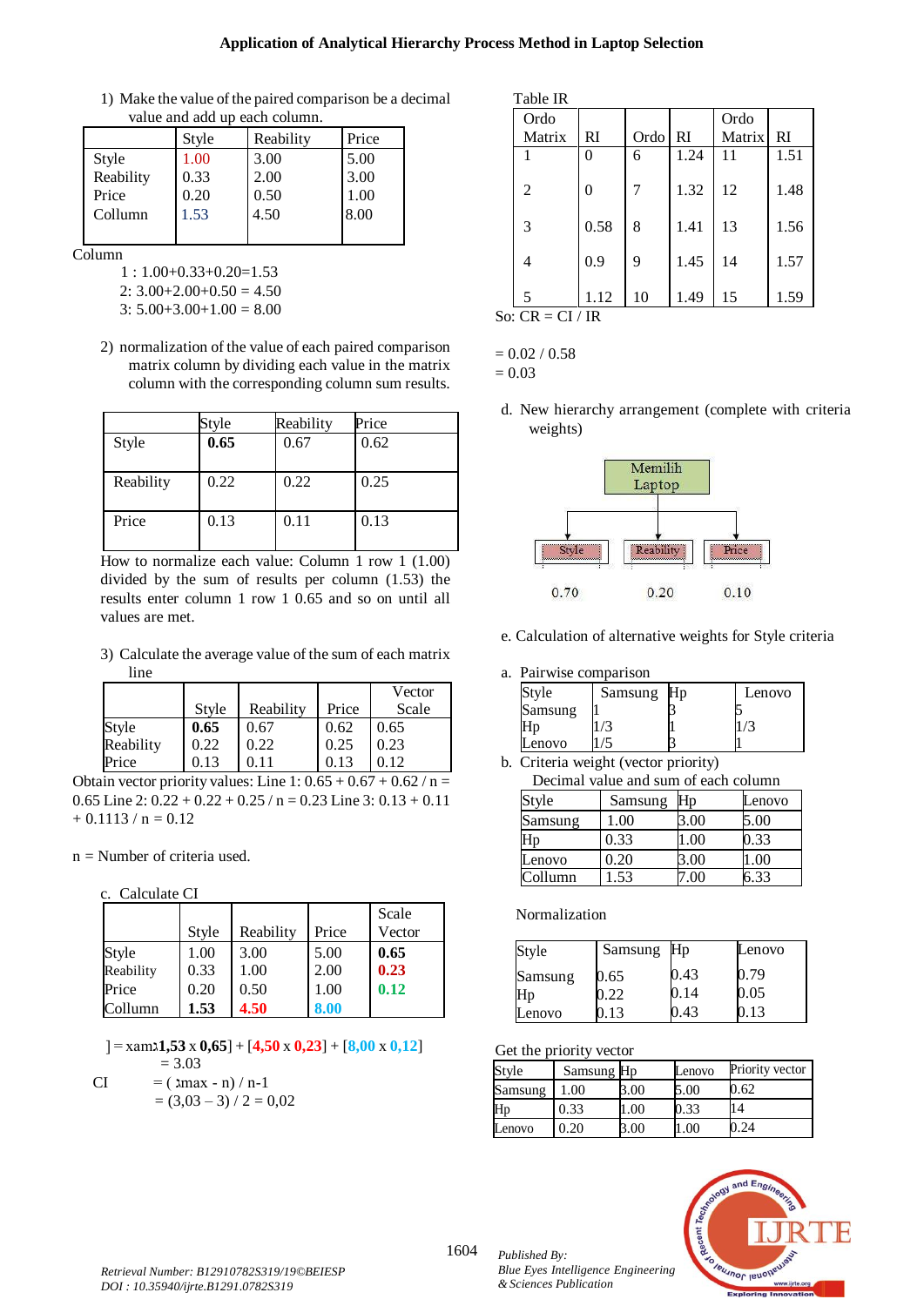1) Make the value of the paired comparison be a decimal value and add up each column.

| | Style | Reability | Price |
|---|---|---|---|
| Style | 1.00 | 3.00 | 5.00 |
| Reability | 0.33 | 2.00 | 3.00 |
| Price | 0.20 | 0.50 | 1.00 |
| Collumn | 1.53 | 4.50 | 8.00 |

Column

1 : 1.00+0.33+0.20=1.53

2: 3.00+2.00+0.50 = 4.50

3: 5.00+3.00+1.00 = 8.00

2) normalization of the value of each paired comparison matrix column by dividing each value in the matrix column with the corresponding column sum results.

| | Style | Reability | Price |
|---|---|---|---|
| Style | **0.65** | 0.67 | 0.62 |
| Reability | 0.22 | 0.22 | 0.25 |
| Price | 0.13 | 0.11 | 0.13 |

How to normalize each value: Column 1 row 1 (1.00) divided by the sum of results per column (1.53) the results enter column 1 row 1 0.65 and so on until all values are met.

3) Calculate the average value of the sum of each matrix line

| | Style | Reability | Price | Vector Scale |
|---|---|---|---|---|
| Style | **0.65** | 0.67 | 0.62 | 0.65 |
| Reability | 0.22 | 0.22 | 0.25 | 0.23 |
| Price | 0.13 | 0.11 | 0.13 | 0.12 |

Obtain vector priority values: Line 1: 0.65 + 0.67 + 0.62 / n = 0.65 Line 2: 0.22 + 0.22 + 0.25 / n = 0.23 Line 3: 0.13 + 0.11 + 0.1113 / n = 0.12

n = Number of criteria used.

c. Calculate CI

| | Style | Reability | Price | Scale Vector |
|---|---|---|---|---|
| Style | 1.00 | 3.00 | 5.00 | **0.65** |
| Reability | 0.33 | 1.00 | 2.00 | **0.23** |
| Price | 0.20 | 0.50 | 1.00 | **0.12** |
| Collumn | **1.53** | **4.50** | **8.00** | |

$\lambda$max = [**1,53** x **0,65**] + [**4,50** x **0,23**] + [**8,00** x **0,12**]
= 3.03

CI = ( $\lambda$max - n) / n-1
= (3,03 – 3) / 2 = 0,02

Table IR

| Ordo Matrix | RI | Ordo | RI | Ordo Matrix | RI |
|---|---|---|---|---|---|
| 1 | 0 | 6 | 1.24 | 11 | 1.51 |
| 2 | 0 | 7 | 1.32 | 12 | 1.48 |
| 3 | 0.58 | 8 | 1.41 | 13 | 1.56 |
| 4 | 0.9 | 9 | 1.45 | 14 | 1.57 |
| 5 | 1.12 | 10 | 1.49 | 15 | 1.59 |

So: CR = CI / IR

= 0.02 / 0.58
= 0.03

d. New hierarchy arrangement (complete with criteria weights)

Memilih Laptop

Style — 0.70; Reability — 0.20; Price — 0.10

e. Calculation of alternative weights for Style criteria

a. Pairwise comparison

| Style | Samsung | Hp | Lenovo |
|---|---|---|---|
| Samsung | 1 | 3 | 5 |
| Hp | 1/3 | 1 | 1/3 |
| Lenovo | 1/5 | 3 | 1 |

b. Criteria weight (vector priority)

Decimal value and sum of each column

| Style | Samsung | Hp | Lenovo |
|---|---|---|---|
| Samsung | 1.00 | 3.00 | 5.00 |
| Hp | 0.33 | 1.00 | 0.33 |
| Lenovo | 0.20 | 3.00 | 1.00 |
| Collumn | 1.53 | 7.00 | 6.33 |

Normalization

| Style | Samsung | Hp | Lenovo |
|---|---|---|---|
| Samsung | 0.65 | 0.43 | 0.79 |
| Hp | 0.22 | 0.14 | 0.05 |
| Lenovo | 0.13 | 0.43 | 0.13 |

Get the priority vector

| Style | Samsung | Hp | Lenovo | Priority vector |
|---|---|---|---|---|
| Samsung | 1.00 | 3.00 | 5.00 | 0.62 |
| Hp | 0.33 | 1.00 | 0.33 | 14 |
| Lenovo | 0.20 | 3.00 | 1.00 | 0.24 |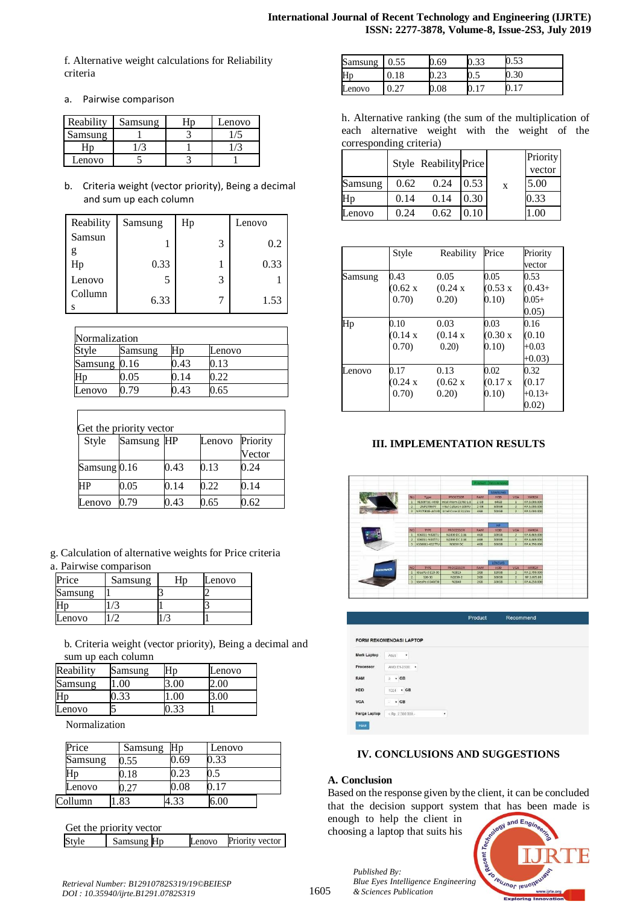f. Alternative weight calculations for Reliability criteria

a. Pairwise comparison

| Reability | Samsung | Hp | Lenovo |
|---|---|---|---|
| Samsung | 1 | 3 | 1/5 |
| Hp | 1/3 | 1 | 1/3 |
| Lenovo | 5 | 3 | 1 |

b. Criteria weight (vector priority), Being a decimal and sum up each column

| Reability | Samsung | Hp | Lenovo |
|---|---|---|---|
| Samsung | 1 | 3 | 0.2 |
| Hp | 0.33 | 1 | 0.33 |
| Lenovo | 5 | 3 | 1 |
| Collumns | 6.33 | 7 | 1.53 |

Normalization

| Style | Samsung | Hp | Lenovo |
|---|---|---|---|
| Samsung | 0.16 | 0.43 | 0.13 |
| Hp | 0.05 | 0.14 | 0.22 |
| Lenovo | 0.79 | 0.43 | 0.65 |

Get the priority vector

| Style | Samsung | HP | Lenovo | Priority Vector |
|---|---|---|---|---|
| Samsung | 0.16 | 0.43 | 0.13 | 0.24 |
| HP | 0.05 | 0.14 | 0.22 | 0.14 |
| Lenovo | 0.79 | 0.43 | 0.65 | 0.62 |

g. Calculation of alternative weights for Price criteria

a. Pairwise comparison

| Price | Samsung | Hp | Lenovo |
|---|---|---|---|
| Samsung | 1 | 3 | 2 |
| Hp | 1/3 | 1 | 3 |
| Lenovo | 1/2 | 1/3 | 1 |

b. Criteria weight (vector priority), Being a decimal and sum up each column

| Reability | Samsung | Hp | Lenovo |
|---|---|---|---|
| Samsung | 1.00 | 3.00 | 2.00 |
| Hp | 0.33 | 1.00 | 3.00 |
| Lenovo | 5 | 0.33 | 1 |

Normalization

| Price | Samsung | Hp | Lenovo |
|---|---|---|---|
| Samsung | 0.55 | 0.69 | 0.33 |
| Hp | 0.18 | 0.23 | 0.5 |
| Lenovo | 0.27 | 0.08 | 0.17 |
| Collumn | 1.83 | 4.33 | 6.00 |

Get the priority vector

| Style | Samsung | Hp | Lenovo | Priority vector |
|---|---|---|---|---|
| Samsung | 0.55 | 0.69 | 0.33 | 0.53 |
| Hp | 0.18 | 0.23 | 0.5 | 0.30 |
| Lenovo | 0.27 | 0.08 | 0.17 | 0.17 |

h. Alternative ranking (the sum of the multiplication of each alternative weight with the weight of the corresponding criteria)

| | Style | Reability | Price | | Priority vector |
|---|---|---|---|---|---|
| Samsung | 0.62 | 0.24 | 0.53 | x | 5.00 |
| Hp | 0.14 | 0.14 | 0.30 | | 0.33 |
| Lenovo | 0.24 | 0.62 | 0.10 | | 1.00 |

| | Style | Reability | Price | Priority vector |
|---|---|---|---|---|
| Samsung | 0.43 (0.62 x 0.70) | 0.05 (0.24 x 0.20) | 0.05 (0.53 x 0.10) | 0.53 (0.43+ 0.05+ 0.05) |
| Hp | 0.10 (0.14 x 0.70) | 0.03 (0.14 x 0.20) | 0.03 (0.30 x 0.10) | 0.16 (0.10 +0.03 +0.03) |
| Lenovo | 0.17 (0.24 x 0.70) | 0.13 (0.62 x 0.20) | 0.02 (0.17 x 0.10) | 0.32 (0.17 +0.13+ 0.02) |

## III. IMPLEMENTATION RESULTS

## IV. CONCLUSIONS AND SUGGESTIONS

### A. Conclusion

Based on the response given by the client, it can be concluded that the decision support system that has been made is enough to help the client in choosing a laptop that suits his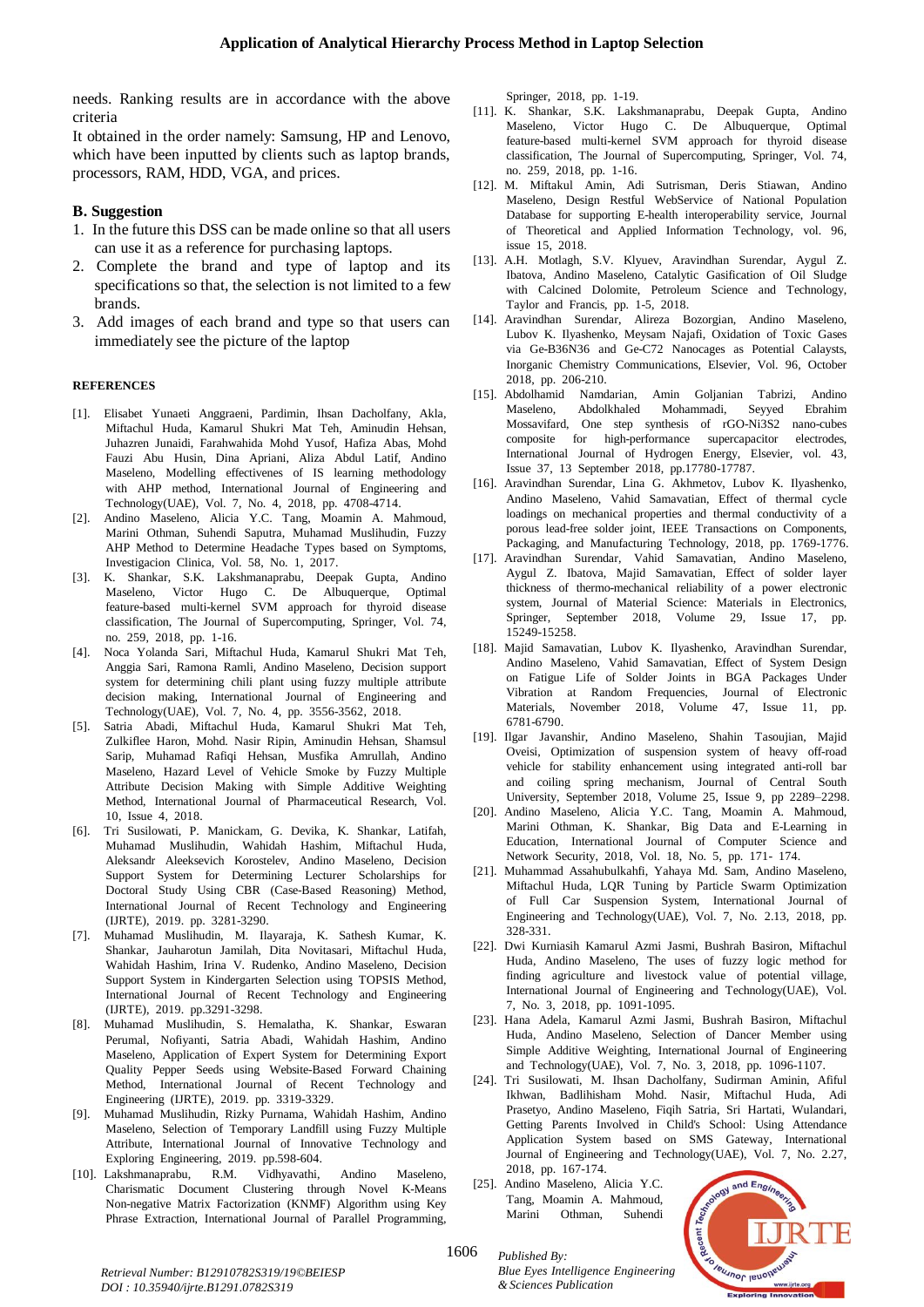needs. Ranking results are in accordance with the above criteria

It obtained in the order namely: Samsung, HP and Lenovo, which have been inputted by clients such as laptop brands, processors, RAM, HDD, VGA, and prices.

### B. Suggestion

1. In the future this DSS can be made online so that all users can use it as a reference for purchasing laptops.
2. Complete the brand and type of laptop and its specifications so that, the selection is not limited to a few brands.
3. Add images of each brand and type so that users can immediately see the picture of the laptop

### REFERENCES

[1]. Elisabet Yunaeti Anggraeni, Pardimin, Ihsan Dacholfany, Akla, Miftachul Huda, Kamarul Shukri Mat Teh, Aminudin Hehsan, Juhazren Junaidi, Farahwahida Mohd Yusof, Hafiza Abas, Mohd Fauzi Abu Husin, Dina Apriani, Aliza Abdul Latif, Andino Maseleno, Modelling effectivenes of IS learning methodology with AHP method, International Journal of Engineering and Technology(UAE), Vol. 7, No. 4, 2018, pp. 4708-4714.

[2]. Andino Maseleno, Alicia Y.C. Tang, Moamin A. Mahmoud, Marini Othman, Suhendi Saputra, Muhamad Muslihudin, Fuzzy AHP Method to Determine Headache Types based on Symptoms, Investigacion Clinica, Vol. 58, No. 1, 2017.

[3]. K. Shankar, S.K. Lakshmanaprabu, Deepak Gupta, Andino Maseleno, Victor Hugo C. De Albuquerque, Optimal feature-based multi-kernel SVM approach for thyroid disease classification, The Journal of Supercomputing, Springer, Vol. 74, no. 259, 2018, pp. 1-16.

[4]. Noca Yolanda Sari, Miftachul Huda, Kamarul Shukri Mat Teh, Anggia Sari, Ramona Ramli, Andino Maseleno, Decision support system for determining chili plant using fuzzy multiple attribute decision making, International Journal of Engineering and Technology(UAE), Vol. 7, No. 4, pp. 3556-3562, 2018.

[5]. Satria Abadi, Miftachul Huda, Kamarul Shukri Mat Teh, Zulkiflee Haron, Mohd. Nasir Ripin, Aminudin Hehsan, Shamsul Sarip, Muhamad Rafiqi Hehsan, Musfika Amrullah, Andino Maseleno, Hazard Level of Vehicle Smoke by Fuzzy Multiple Attribute Decision Making with Simple Additive Weighting Method, International Journal of Pharmaceutical Research, Vol. 10, Issue 4, 2018.

[6]. Tri Susilowati, P. Manickam, G. Devika, K. Shankar, Latifah, Muhamad Muslihudin, Wahidah Hashim, Miftachul Huda, Aleksandr Aleeksevich Korostelev, Andino Maseleno, Decision Support System for Determining Lecturer Scholarships for Doctoral Study Using CBR (Case-Based Reasoning) Method, International Journal of Recent Technology and Engineering (IJRTE), 2019. pp. 3281-3290.

[7]. Muhamad Muslihudin, M. Ilayaraja, K. Sathesh Kumar, K. Shankar, Jauharotun Jamilah, Dita Novitasari, Miftachul Huda, Wahidah Hashim, Irina V. Rudenko, Andino Maseleno, Decision Support System in Kindergarten Selection using TOPSIS Method, International Journal of Recent Technology and Engineering (IJRTE), 2019. pp.3291-3298.

[8]. Muhamad Muslihudin, S. Hemalatha, K. Shankar, Eswaran Perumal, Nofiyanti, Satria Abadi, Wahidah Hashim, Andino Maseleno, Application of Expert System for Determining Export Quality Pepper Seeds using Website-Based Forward Chaining Method, International Journal of Recent Technology and Engineering (IJRTE), 2019. pp. 3319-3329.

[9]. Muhamad Muslihudin, Rizky Purnama, Wahidah Hashim, Andino Maseleno, Selection of Temporary Landfill using Fuzzy Multiple Attribute, International Journal of Innovative Technology and Exploring Engineering, 2019. pp.598-604.

[10]. Lakshmanaprabu, R.M. Vidhyavathi, Andino Maseleno, Charismatic Document Clustering through Novel K-Means Non-negative Matrix Factorization (KNMF) Algorithm using Key Phrase Extraction, International Journal of Parallel Programming, Springer, 2018, pp. 1-19.

[11]. K. Shankar, S.K. Lakshmanaprabu, Deepak Gupta, Andino Maseleno, Victor Hugo C. De Albuquerque, Optimal feature-based multi-kernel SVM approach for thyroid disease classification, The Journal of Supercomputing, Springer, Vol. 74, no. 259, 2018, pp. 1-16.

[12]. M. Miftakul Amin, Adi Sutrisman, Deris Stiawan, Andino Maseleno, Design Restful WebService of National Population Database for supporting E-health interoperability service, Journal of Theoretical and Applied Information Technology, vol. 96, issue 15, 2018.

[13]. A.H. Motlagh, S.V. Klyuev, Aravindhan Surendar, Aygul Z. Ibatova, Andino Maseleno, Catalytic Gasification of Oil Sludge with Calcined Dolomite, Petroleum Science and Technology, Taylor and Francis, pp. 1-5, 2018.

[14]. Aravindhan Surendar, Alireza Bozorgian, Andino Maseleno, Lubov K. Ilyashenko, Meysam Najafi, Oxidation of Toxic Gases via Ge-B36N36 and Ge-C72 Nanocages as Potential Calaysts, Inorganic Chemistry Communications, Elsevier, Vol. 96, October 2018, pp. 206-210.

[15]. Abdolhamid Namdarian, Amin Goljanian Tabrizi, Andino Maseleno, Abdolkhaled Mohammadi, Seyyed Ebrahim Mossavifard, One step synthesis of rGO-Ni3S2 nano-cubes composite for high-performance supercapacitor electrodes, International Journal of Hydrogen Energy, Elsevier, vol. 43, Issue 37, 13 September 2018, pp.17780-17787.

[16]. Aravindhan Surendar, Lina G. Akhmetov, Lubov K. Ilyashenko, Andino Maseleno, Vahid Samavatian, Effect of thermal cycle loadings on mechanical properties and thermal conductivity of a porous lead-free solder joint, IEEE Transactions on Components, Packaging, and Manufacturing Technology, 2018, pp. 1769-1776.

[17]. Aravindhan Surendar, Vahid Samavatian, Andino Maseleno, Aygul Z. Ibatova, Majid Samavatian, Effect of solder layer thickness of thermo-mechanical reliability of a power electronic system, Journal of Material Science: Materials in Electronics, Springer, September 2018, Volume 29, Issue 17, pp. 15249-15258.

[18]. Majid Samavatian, Lubov K. Ilyashenko, Aravindhan Surendar, Andino Maseleno, Vahid Samavatian, Effect of System Design on Fatigue Life of Solder Joints in BGA Packages Under Vibration at Random Frequencies, Journal of Electronic Materials, November 2018, Volume 47, Issue 11, pp. 6781-6790.

[19]. Ilgar Javanshir, Andino Maseleno, Shahin Tasoujian, Majid Oveisi, Optimization of suspension system of heavy off-road vehicle for stability enhancement using integrated anti-roll bar and coiling spring mechanism, Journal of Central South University, September 2018, Volume 25, Issue 9, pp 2289–2298.

[20]. Andino Maseleno, Alicia Y.C. Tang, Moamin A. Mahmoud, Marini Othman, K. Shankar, Big Data and E-Learning in Education, International Journal of Computer Science and Network Security, 2018, Vol. 18, No. 5, pp. 171- 174.

[21]. Muhammad Assahubulkahfi, Yahaya Md. Sam, Andino Maseleno, Miftachul Huda, LQR Tuning by Particle Swarm Optimization of Full Car Suspension System, International Journal of Engineering and Technology(UAE), Vol. 7, No. 2.13, 2018, pp. 328-331.

[22]. Dwi Kurniasih Kamarul Azmi Jasmi, Bushrah Basiron, Miftachul Huda, Andino Maseleno, The uses of fuzzy logic method for finding agriculture and livestock value of potential village, International Journal of Engineering and Technology(UAE), Vol. 7, No. 3, 2018, pp. 1091-1095.

[23]. Hana Adela, Kamarul Azmi Jasmi, Bushrah Basiron, Miftachul Huda, Andino Maseleno, Selection of Dancer Member using Simple Additive Weighting, International Journal of Engineering and Technology(UAE), Vol. 7, No. 3, 2018, pp. 1096-1107.

[24]. Tri Susilowati, M. Ihsan Dacholfany, Sudirman Aminin, Afiful Ikhwan, Badlihisham Mohd. Nasir, Miftachul Huda, Adi Prasetyo, Andino Maseleno, Fiqih Satria, Sri Hartati, Wulandari, Getting Parents Involved in Child's School: Using Attendance Application System based on SMS Gateway, International Journal of Engineering and Technology(UAE), Vol. 7, No. 2.27, 2018, pp. 167-174.

[25]. Andino Maseleno, Alicia Y.C. Tang, Moamin A. Mahmoud, Marini Othman, Suhendi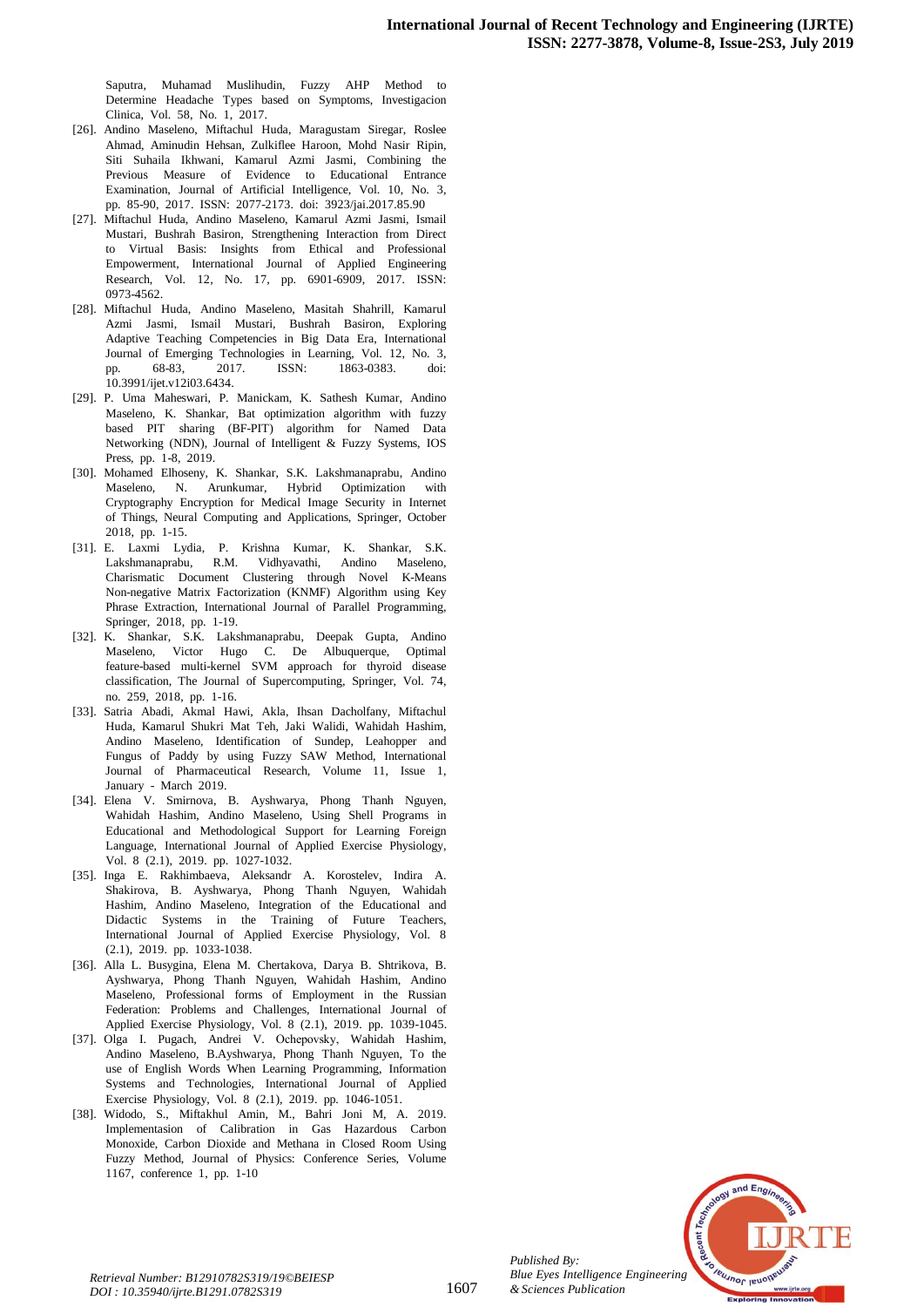Saputra, Muhamad Muslihudin, Fuzzy AHP Method to Determine Headache Types based on Symptoms, Investigacion Clinica, Vol. 58, No. 1, 2017.

[26]. Andino Maseleno, Miftachul Huda, Maragustam Siregar, Roslee Ahmad, Aminudin Hehsan, Zulkiflee Haroon, Mohd Nasir Ripin, Siti Suhaila Ikhwani, Kamarul Azmi Jasmi, Combining the Previous Measure of Evidence to Educational Entrance Examination, Journal of Artificial Intelligence, Vol. 10, No. 3, pp. 85-90, 2017. ISSN: 2077-2173. doi: 3923/jai.2017.85.90

[27]. Miftachul Huda, Andino Maseleno, Kamarul Azmi Jasmi, Ismail Mustari, Bushrah Basiron, Strengthening Interaction from Direct to Virtual Basis: Insights from Ethical and Professional Empowerment, International Journal of Applied Engineering Research, Vol. 12, No. 17, pp. 6901-6909, 2017. ISSN: 0973-4562.

[28]. Miftachul Huda, Andino Maseleno, Masitah Shahrill, Kamarul Azmi Jasmi, Ismail Mustari, Bushrah Basiron, Exploring Adaptive Teaching Competencies in Big Data Era, International Journal of Emerging Technologies in Learning, Vol. 12, No. 3, pp. 68-83, 2017. ISSN: 1863-0383. doi: 10.3991/ijet.v12i03.6434.

[29]. P. Uma Maheswari, P. Manickam, K. Sathesh Kumar, Andino Maseleno, K. Shankar, Bat optimization algorithm with fuzzy based PIT sharing (BF-PIT) algorithm for Named Data Networking (NDN), Journal of Intelligent & Fuzzy Systems, IOS Press, pp. 1-8, 2019.

[30]. Mohamed Elhoseny, K. Shankar, S.K. Lakshmanaprabu, Andino Maseleno, N. Arunkumar, Hybrid Optimization with Cryptography Encryption for Medical Image Security in Internet of Things, Neural Computing and Applications, Springer, October 2018, pp. 1-15.

[31]. E. Laxmi Lydia, P. Krishna Kumar, K. Shankar, S.K. Lakshmanaprabu, R.M. Vidhyavathi, Andino Maseleno, Charismatic Document Clustering through Novel K-Means Non-negative Matrix Factorization (KNMF) Algorithm using Key Phrase Extraction, International Journal of Parallel Programming, Springer, 2018, pp. 1-19.

[32]. K. Shankar, S.K. Lakshmanaprabu, Deepak Gupta, Andino Maseleno, Victor Hugo C. De Albuquerque, Optimal feature-based multi-kernel SVM approach for thyroid disease classification, The Journal of Supercomputing, Springer, Vol. 74, no. 259, 2018, pp. 1-16.

[33]. Satria Abadi, Akmal Hawi, Akla, Ihsan Dacholfany, Miftachul Huda, Kamarul Shukri Mat Teh, Jaki Walidi, Wahidah Hashim, Andino Maseleno, Identification of Sundep, Leahopper and Fungus of Paddy by using Fuzzy SAW Method, International Journal of Pharmaceutical Research, Volume 11, Issue 1, January - March 2019.

[34]. Elena V. Smirnova, B. Ayshwarya, Phong Thanh Nguyen, Wahidah Hashim, Andino Maseleno, Using Shell Programs in Educational and Methodological Support for Learning Foreign Language, International Journal of Applied Exercise Physiology, Vol. 8 (2.1), 2019. pp. 1027-1032.

[35]. Inga E. Rakhimbaeva, Aleksandr A. Korostelev, Indira A. Shakirova, B. Ayshwarya, Phong Thanh Nguyen, Wahidah Hashim, Andino Maseleno, Integration of the Educational and Didactic Systems in the Training of Future Teachers, International Journal of Applied Exercise Physiology, Vol. 8 (2.1), 2019. pp. 1033-1038.

[36]. Alla L. Busygina, Elena M. Chertakova, Darya B. Shtrikova, B. Ayshwarya, Phong Thanh Nguyen, Wahidah Hashim, Andino Maseleno, Professional forms of Employment in the Russian Federation: Problems and Challenges, International Journal of Applied Exercise Physiology, Vol. 8 (2.1), 2019. pp. 1039-1045.

[37]. Olga I. Pugach, Andrei V. Ochepovsky, Wahidah Hashim, Andino Maseleno, B.Ayshwarya, Phong Thanh Nguyen, To the use of English Words When Learning Programming, Information Systems and Technologies, International Journal of Applied Exercise Physiology, Vol. 8 (2.1), 2019. pp. 1046-1051.

[38]. Widodo, S., Miftakhul Amin, M., Bahri Joni M, A. 2019. Implementasion of Calibration in Gas Hazardous Carbon Monoxide, Carbon Dioxide and Methana in Closed Room Using Fuzzy Method, Journal of Physics: Conference Series, Volume 1167, conference 1, pp. 1-10